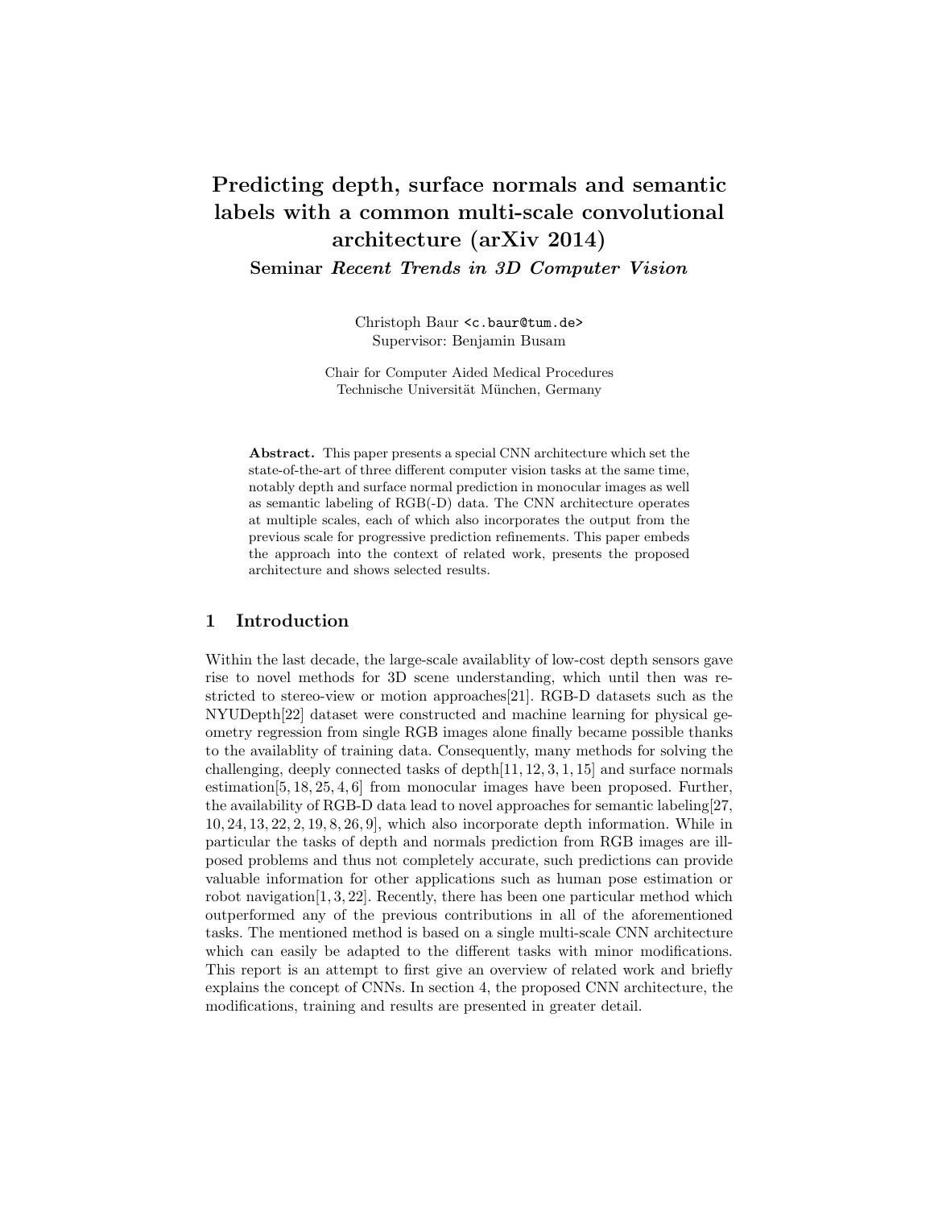# Predicting depth, surface normals and semantic labels with a common multi-scale convolutional architecture (arXiv 2014)

**Seminar *Recent Trends in 3D Computer Vision***

Christoph Baur <c.baur@tum.de>
Supervisor: Benjamin Busam

Chair for Computer Aided Medical Procedures
Technische Universität München, Germany

**Abstract.** This paper presents a special CNN architecture which set the state-of-the-art of three different computer vision tasks at the same time, notably depth and surface normal prediction in monocular images as well as semantic labeling of RGB(-D) data. The CNN architecture operates at multiple scales, each of which also incorporates the output from the previous scale for progressive prediction refinements. This paper embeds the approach into the context of related work, presents the proposed architecture and shows selected results.

## 1 Introduction

Within the last decade, the large-scale availablity of low-cost depth sensors gave rise to novel methods for 3D scene understanding, which until then was restricted to stereo-view or motion approaches[21]. RGB-D datasets such as the NYUDepth[22] dataset were constructed and machine learning for physical geometry regression from single RGB images alone finally became possible thanks to the availablity of training data. Consequently, many methods for solving the challenging, deeply connected tasks of depth[11, 12, 3, 1, 15] and surface normals estimation[5, 18, 25, 4, 6] from monocular images have been proposed. Further, the availability of RGB-D data lead to novel approaches for semantic labeling[27, 10, 24, 13, 22, 2, 19, 8, 26, 9], which also incorporate depth information. While in particular the tasks of depth and normals prediction from RGB images are ill-posed problems and thus not completely accurate, such predictions can provide valuable information for other applications such as human pose estimation or robot navigation[1, 3, 22]. Recently, there has been one particular method which outperformed any of the previous contributions in all of the aforementioned tasks. The mentioned method is based on a single multi-scale CNN architecture which can easily be adapted to the different tasks with minor modifications. This report is an attempt to first give an overview of related work and briefly explains the concept of CNNs. In section 4, the proposed CNN architecture, the modifications, training and results are presented in greater detail.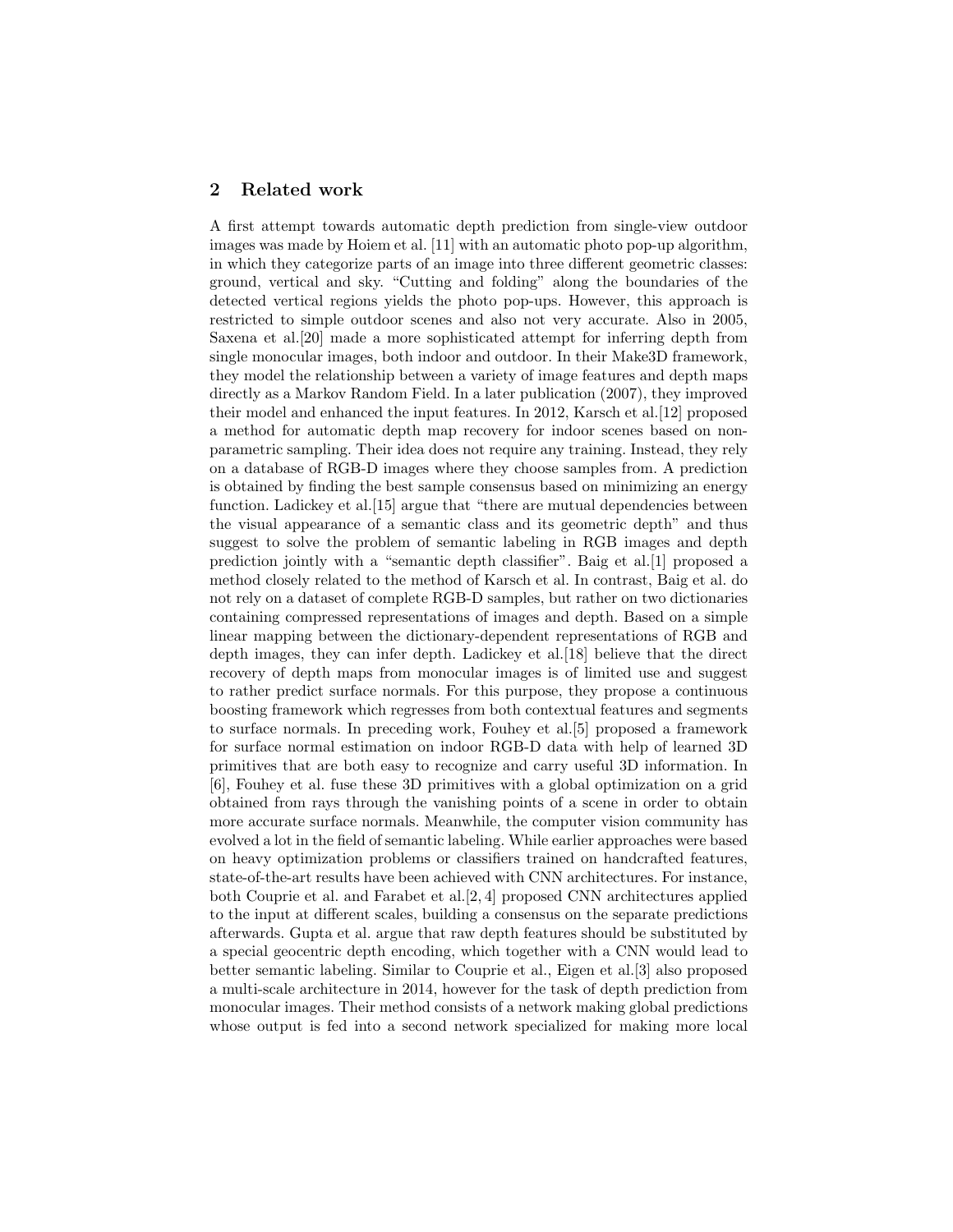## 2 Related work

A first attempt towards automatic depth prediction from single-view outdoor images was made by Hoiem et al. [11] with an automatic photo pop-up algorithm, in which they categorize parts of an image into three different geometric classes: ground, vertical and sky. "Cutting and folding" along the boundaries of the detected vertical regions yields the photo pop-ups. However, this approach is restricted to simple outdoor scenes and also not very accurate. Also in 2005, Saxena et al.[20] made a more sophisticated attempt for inferring depth from single monocular images, both indoor and outdoor. In their Make3D framework, they model the relationship between a variety of image features and depth maps directly as a Markov Random Field. In a later publication (2007), they improved their model and enhanced the input features. In 2012, Karsch et al.[12] proposed a method for automatic depth map recovery for indoor scenes based on non-parametric sampling. Their idea does not require any training. Instead, they rely on a database of RGB-D images where they choose samples from. A prediction is obtained by finding the best sample consensus based on minimizing an energy function. Ladickey et al.[15] argue that "there are mutual dependencies between the visual appearance of a semantic class and its geometric depth" and thus suggest to solve the problem of semantic labeling in RGB images and depth prediction jointly with a "semantic depth classifier". Baig et al.[1] proposed a method closely related to the method of Karsch et al. In contrast, Baig et al. do not rely on a dataset of complete RGB-D samples, but rather on two dictionaries containing compressed representations of images and depth. Based on a simple linear mapping between the dictionary-dependent representations of RGB and depth images, they can infer depth. Ladickey et al.[18] believe that the direct recovery of depth maps from monocular images is of limited use and suggest to rather predict surface normals. For this purpose, they propose a continuous boosting framework which regresses from both contextual features and segments to surface normals. In preceding work, Fouhey et al.[5] proposed a framework for surface normal estimation on indoor RGB-D data with help of learned 3D primitives that are both easy to recognize and carry useful 3D information. In [6], Fouhey et al. fuse these 3D primitives with a global optimization on a grid obtained from rays through the vanishing points of a scene in order to obtain more accurate surface normals. Meanwhile, the computer vision community has evolved a lot in the field of semantic labeling. While earlier approaches were based on heavy optimization problems or classifiers trained on handcrafted features, state-of-the-art results have been achieved with CNN architectures. For instance, both Couprie et al. and Farabet et al.[2, 4] proposed CNN architectures applied to the input at different scales, building a consensus on the separate predictions afterwards. Gupta et al. argue that raw depth features should be substituted by a special geocentric depth encoding, which together with a CNN would lead to better semantic labeling. Similar to Couprie et al., Eigen et al.[3] also proposed a multi-scale architecture in 2014, however for the task of depth prediction from monocular images. Their method consists of a network making global predictions whose output is fed into a second network specialized for making more local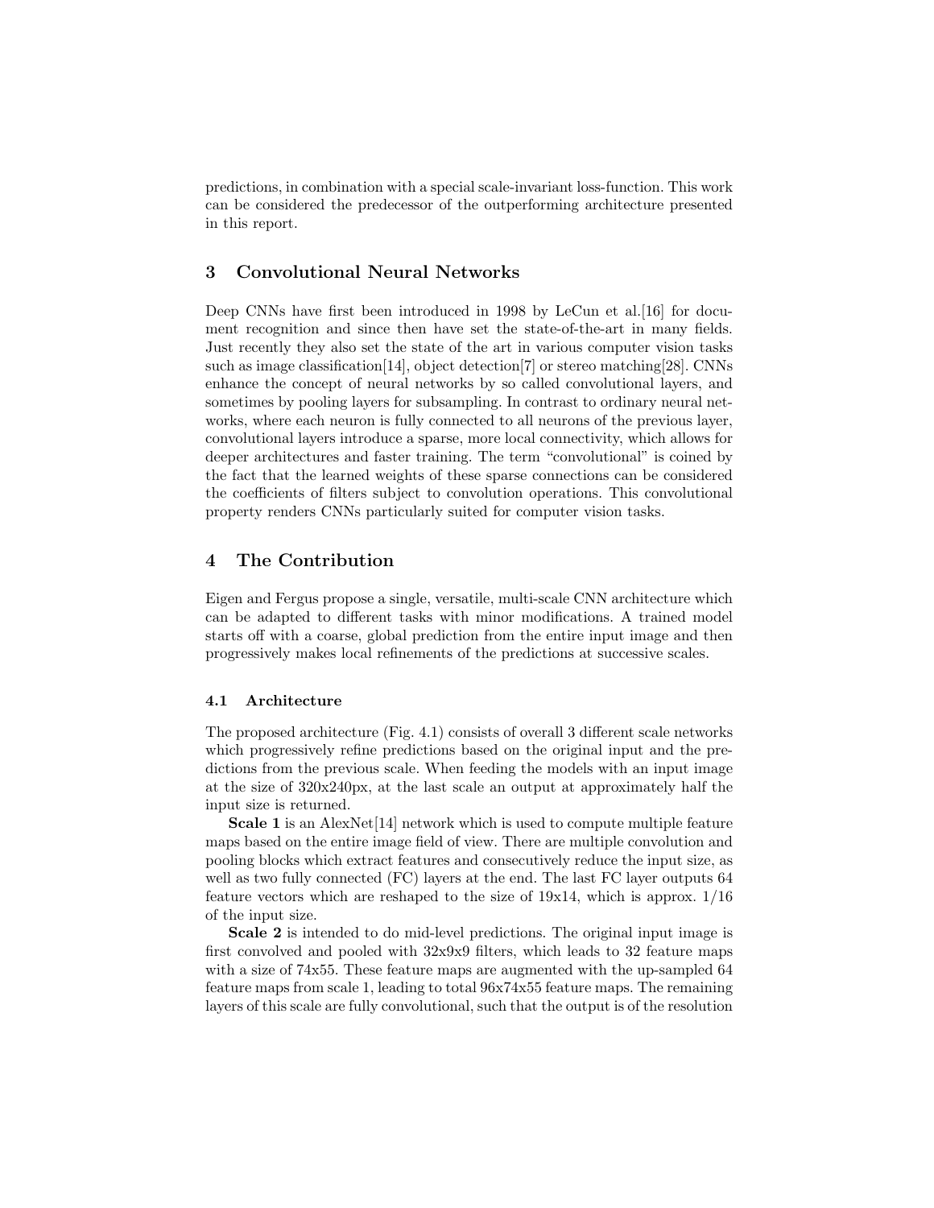predictions, in combination with a special scale-invariant loss-function. This work can be considered the predecessor of the outperforming architecture presented in this report.

## 3 Convolutional Neural Networks

Deep CNNs have first been introduced in 1998 by LeCun et al.[16] for document recognition and since then have set the state-of-the-art in many fields. Just recently they also set the state of the art in various computer vision tasks such as image classification[14], object detection[7] or stereo matching[28]. CNNs enhance the concept of neural networks by so called convolutional layers, and sometimes by pooling layers for subsampling. In contrast to ordinary neural networks, where each neuron is fully connected to all neurons of the previous layer, convolutional layers introduce a sparse, more local connectivity, which allows for deeper architectures and faster training. The term "convolutional" is coined by the fact that the learned weights of these sparse connections can be considered the coefficients of filters subject to convolution operations. This convolutional property renders CNNs particularly suited for computer vision tasks.

## 4 The Contribution

Eigen and Fergus propose a single, versatile, multi-scale CNN architecture which can be adapted to different tasks with minor modifications. A trained model starts off with a coarse, global prediction from the entire input image and then progressively makes local refinements of the predictions at successive scales.

### 4.1 Architecture

The proposed architecture (Fig. 4.1) consists of overall 3 different scale networks which progressively refine predictions based on the original input and the predictions from the previous scale. When feeding the models with an input image at the size of 320x240px, at the last scale an output at approximately half the input size is returned.

**Scale 1** is an AlexNet[14] network which is used to compute multiple feature maps based on the entire image field of view. There are multiple convolution and pooling blocks which extract features and consecutively reduce the input size, as well as two fully connected (FC) layers at the end. The last FC layer outputs 64 feature vectors which are reshaped to the size of 19x14, which is approx. 1/16 of the input size.

**Scale 2** is intended to do mid-level predictions. The original input image is first convolved and pooled with 32x9x9 filters, which leads to 32 feature maps with a size of 74x55. These feature maps are augmented with the up-sampled 64 feature maps from scale 1, leading to total 96x74x55 feature maps. The remaining layers of this scale are fully convolutional, such that the output is of the resolution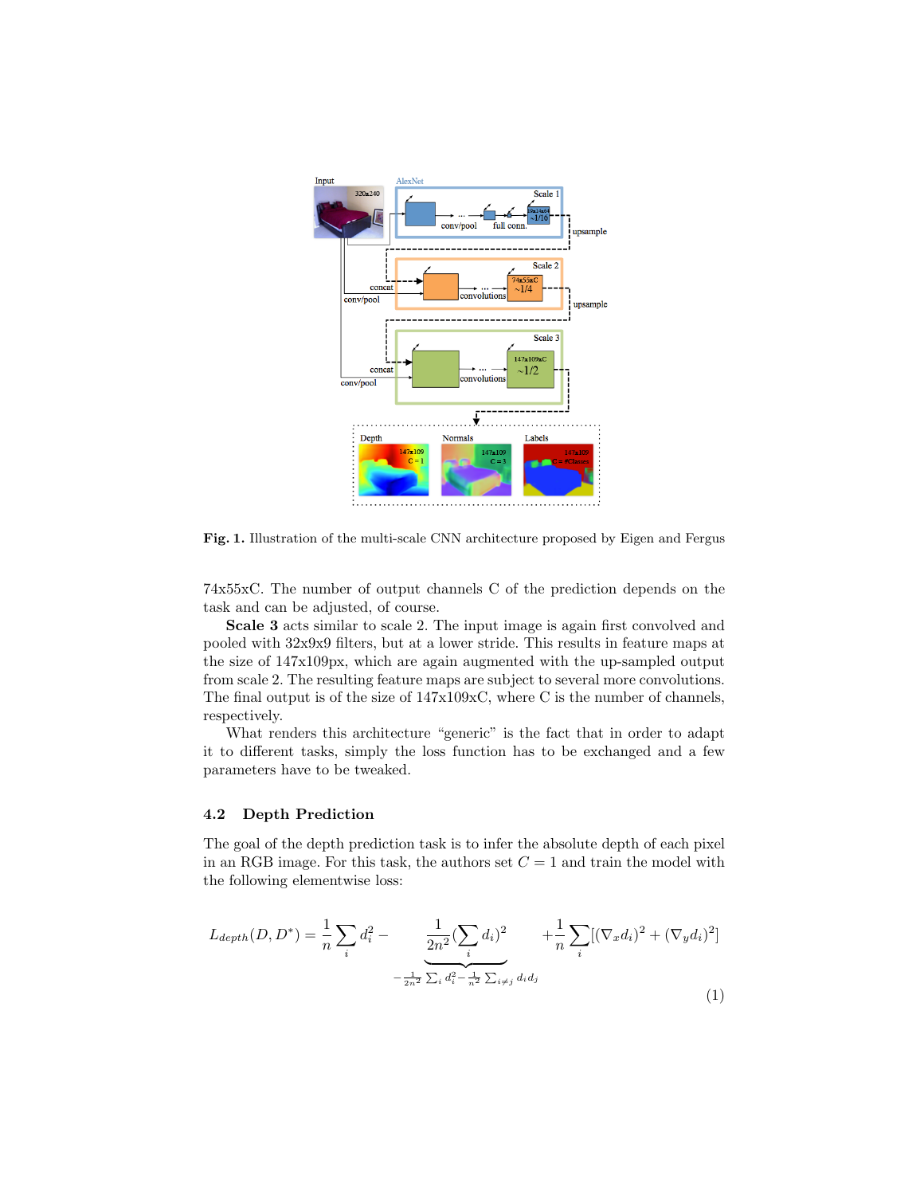Fig. 1. Illustration of the multi-scale CNN architecture proposed by Eigen and Fergus

74x55xC. The number of output channels C of the prediction depends on the task and can be adjusted, of course.

**Scale 3** acts similar to scale 2. The input image is again first convolved and pooled with 32x9x9 filters, but at a lower stride. This results in feature maps at the size of 147x109px, which are again augmented with the up-sampled output from scale 2. The resulting feature maps are subject to several more convolutions. The final output is of the size of 147x109xC, where C is the number of channels, respectively.

What renders this architecture "generic" is the fact that in order to adapt it to different tasks, simply the loss function has to be exchanged and a few parameters have to be tweaked.

### 4.2 Depth Prediction

The goal of the depth prediction task is to infer the absolute depth of each pixel in an RGB image. For this task, the authors set $C = 1$ and train the model with the following elementwise loss:

$$L_{depth}(D, D^*) = \frac{1}{n}\sum_i d_i^2 - \underbrace{\frac{1}{2n^2}(\sum_i d_i)^2}_{-\frac{1}{2n^2}\sum_i d_i^2 - \frac{1}{n^2}\sum_{i \neq j} d_i d_j} + \frac{1}{n}\sum_i [(\nabla_x d_i)^2 + (\nabla_y d_i)^2] \quad (1)$$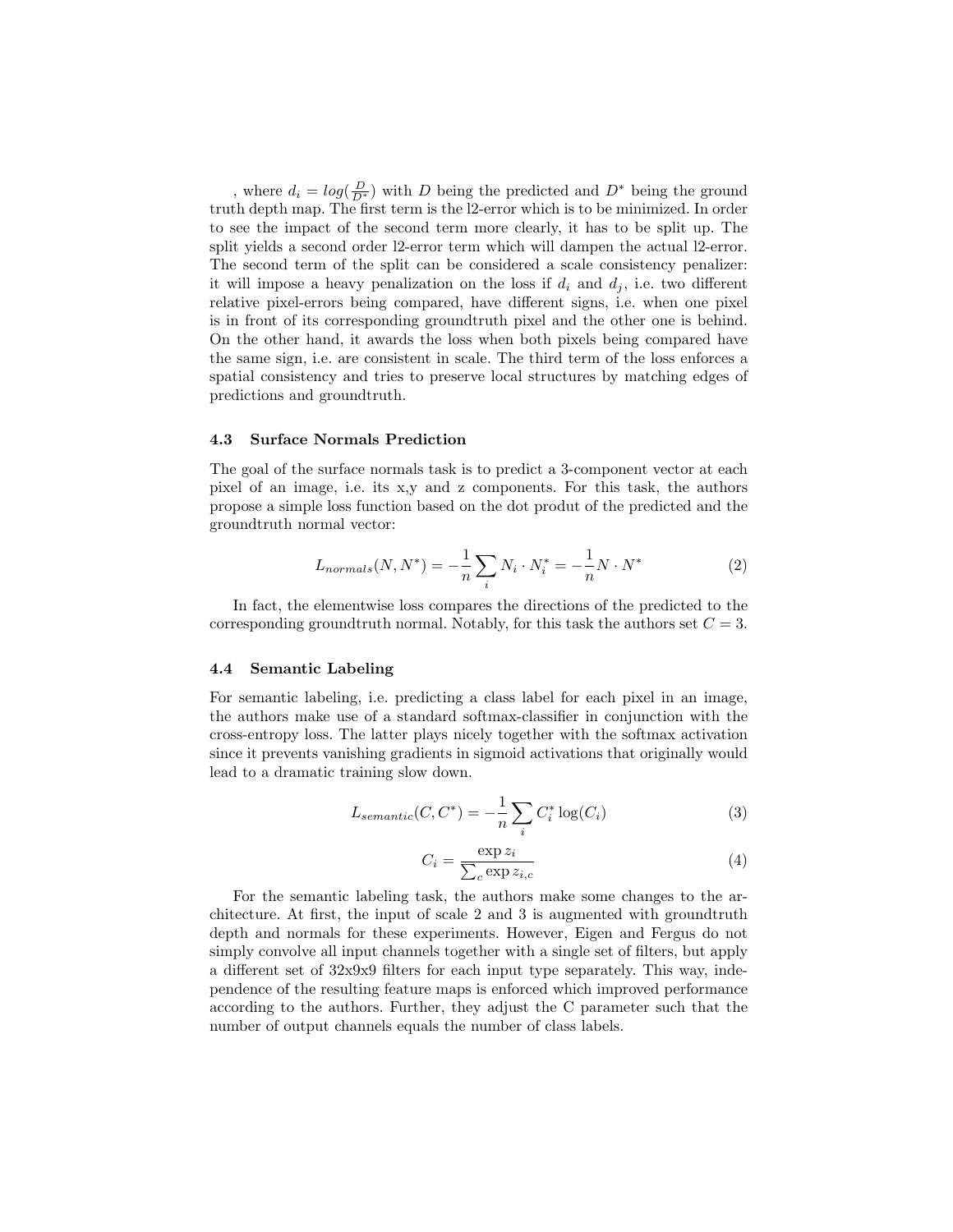, where $d_i = log(\frac{D}{D^*})$ with $D$ being the predicted and $D^*$ being the ground truth depth map. The first term is the l2-error which is to be minimized. In order to see the impact of the second term more clearly, it has to be split up. The split yields a second order l2-error term which will dampen the actual l2-error. The second term of the split can be considered a scale consistency penalizer: it will impose a heavy penalization on the loss if $d_i$ and $d_j$, i.e. two different relative pixel-errors being compared, have different signs, i.e. when one pixel is in front of its corresponding groundtruth pixel and the other one is behind. On the other hand, it awards the loss when both pixels being compared have the same sign, i.e. are consistent in scale. The third term of the loss enforces a spatial consistency and tries to preserve local structures by matching edges of predictions and groundtruth.

### 4.3 Surface Normals Prediction

The goal of the surface normals task is to predict a 3-component vector at each pixel of an image, i.e. its x,y and z components. For this task, the authors propose a simple loss function based on the dot produt of the predicted and the groundtruth normal vector:

$$L_{normals}(N, N^*) = -\frac{1}{n}\sum_i N_i \cdot N_i^* = -\frac{1}{n} N \cdot N^* \tag{2}$$

In fact, the elementwise loss compares the directions of the predicted to the corresponding groundtruth normal. Notably, for this task the authors set $C = 3$.

### 4.4 Semantic Labeling

For semantic labeling, i.e. predicting a class label for each pixel in an image, the authors make use of a standard softmax-classifier in conjunction with the cross-entropy loss. The latter plays nicely together with the softmax activation since it prevents vanishing gradients in sigmoid activations that originally would lead to a dramatic training slow down.

$$L_{semantic}(C, C^*) = -\frac{1}{n}\sum_i C_i^* \log(C_i) \tag{3}$$

$$C_i = \frac{\exp z_i}{\sum_c \exp z_{i,c}} \tag{4}$$

For the semantic labeling task, the authors make some changes to the architecture. At first, the input of scale 2 and 3 is augmented with groundtruth depth and normals for these experiments. However, Eigen and Fergus do not simply convolve all input channels together with a single set of filters, but apply a different set of 32x9x9 filters for each input type separately. This way, independence of the resulting feature maps is enforced which improved performance according to the authors. Further, they adjust the C parameter such that the number of output channels equals the number of class labels.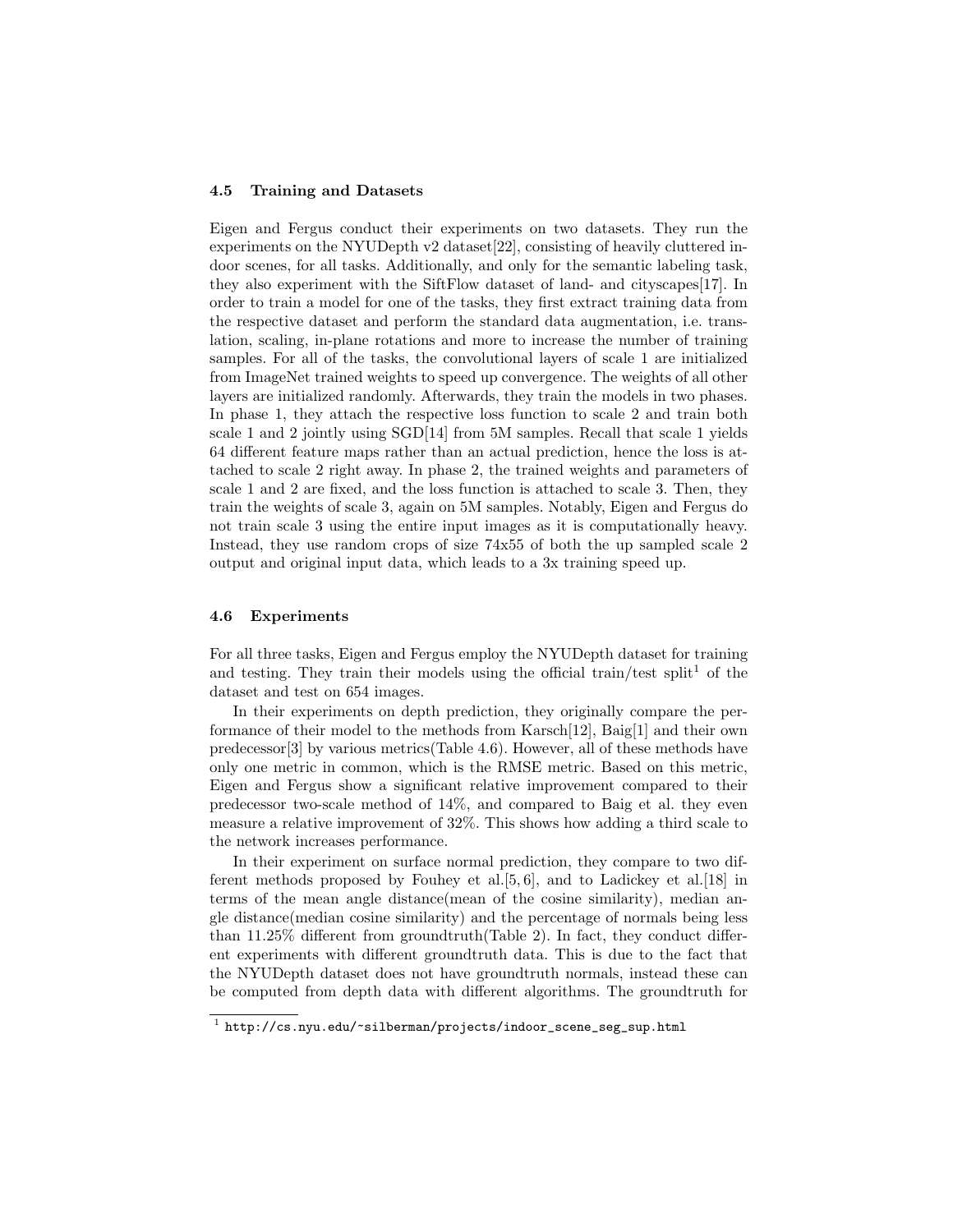### 4.5 Training and Datasets

Eigen and Fergus conduct their experiments on two datasets. They run the experiments on the NYUDepth v2 dataset[22], consisting of heavily cluttered indoor scenes, for all tasks. Additionally, and only for the semantic labeling task, they also experiment with the SiftFlow dataset of land- and cityscapes[17]. In order to train a model for one of the tasks, they first extract training data from the respective dataset and perform the standard data augmentation, i.e. translation, scaling, in-plane rotations and more to increase the number of training samples. For all of the tasks, the convolutional layers of scale 1 are initialized from ImageNet trained weights to speed up convergence. The weights of all other layers are initialized randomly. Afterwards, they train the models in two phases. In phase 1, they attach the respective loss function to scale 2 and train both scale 1 and 2 jointly using SGD[14] from 5M samples. Recall that scale 1 yields 64 different feature maps rather than an actual prediction, hence the loss is attached to scale 2 right away. In phase 2, the trained weights and parameters of scale 1 and 2 are fixed, and the loss function is attached to scale 3. Then, they train the weights of scale 3, again on 5M samples. Notably, Eigen and Fergus do not train scale 3 using the entire input images as it is computationally heavy. Instead, they use random crops of size 74x55 of both the up sampled scale 2 output and original input data, which leads to a 3x training speed up.

### 4.6 Experiments

For all three tasks, Eigen and Fergus employ the NYUDepth dataset for training and testing. They train their models using the official train/test split[1] of the dataset and test on 654 images.

In their experiments on depth prediction, they originally compare the performance of their model to the methods from Karsch[12], Baig[1] and their own predecessor[3] by various metrics(Table 4.6). However, all of these methods have only one metric in common, which is the RMSE metric. Based on this metric, Eigen and Fergus show a significant relative improvement compared to their predecessor two-scale method of 14%, and compared to Baig et al. they even measure a relative improvement of 32%. This shows how adding a third scale to the network increases performance.

In their experiment on surface normal prediction, they compare to two different methods proposed by Fouhey et al.[5, 6], and to Ladickey et al.[18] in terms of the mean angle distance(mean of the cosine similarity), median angle distance(median cosine similarity) and the percentage of normals being less than 11.25% different from groundtruth(Table 2). In fact, they conduct different experiments with different groundtruth data. This is due to the fact that the NYUDepth dataset does not have groundtruth normals, instead these can be computed from depth data with different algorithms. The groundtruth for

[1] http://cs.nyu.edu/~silberman/projects/indoor_scene_seg_sup.html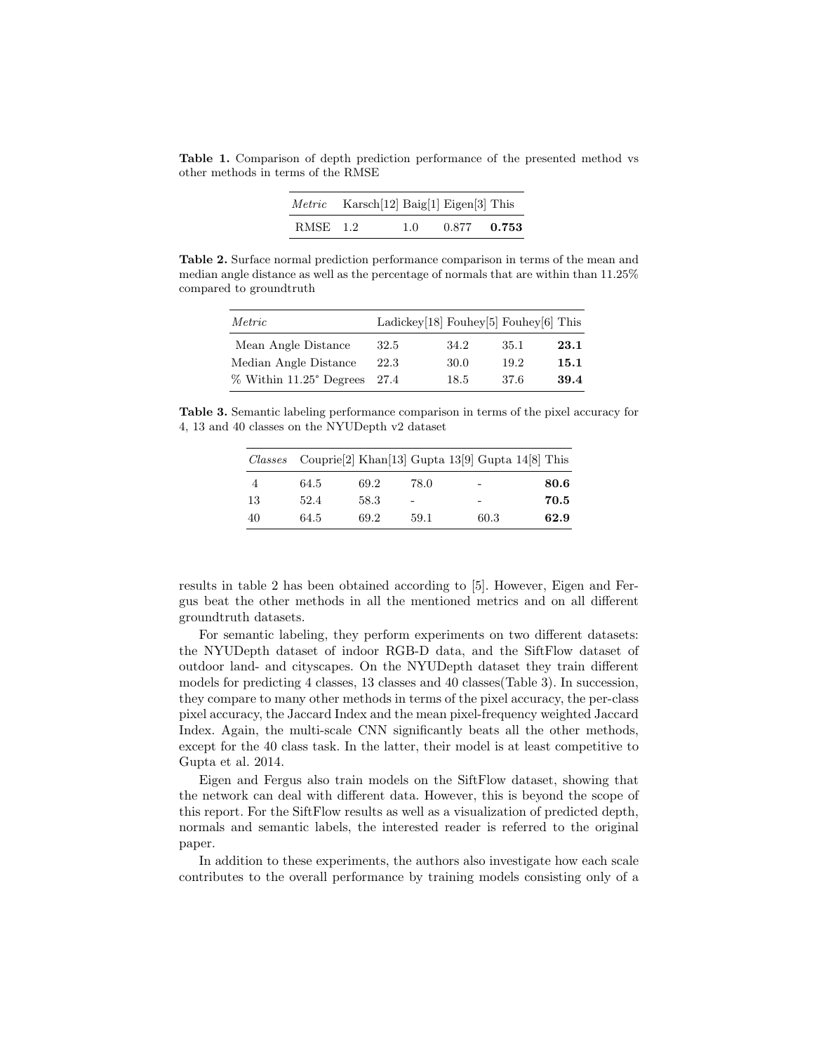**Table 1.** Comparison of depth prediction performance of the presented method vs other methods in terms of the RMSE

| *Metric* | Karsch[12] | Baig[1] | Eigen[3] | This |
|---|---|---|---|---|
| RMSE | 1.2 | 1.0 | 0.877 | **0.753** |

**Table 2.** Surface normal prediction performance comparison in terms of the mean and median angle distance as well as the percentage of normals that are within than 11.25% compared to groundtruth

| *Metric* | Ladickey[18] | Fouhey[5] | Fouhey[6] | This |
|---|---|---|---|---|
| Mean Angle Distance | 32.5 | 34.2 | 35.1 | **23.1** |
| Median Angle Distance | 22.3 | 30.0 | 19.2 | **15.1** |
| % Within 11.25° Degrees | 27.4 | 18.5 | 37.6 | **39.4** |

**Table 3.** Semantic labeling performance comparison in terms of the pixel accuracy for 4, 13 and 40 classes on the NYUDepth v2 dataset

| *Classes* | Couprie[2] | Khan[13] | Gupta 13[9] | Gupta 14[8] | This |
|---|---|---|---|---|---|
| 4 | 64.5 | 69.2 | 78.0 | - | **80.6** |
| 13 | 52.4 | 58.3 | - | - | **70.5** |
| 40 | 64.5 | 69.2 | 59.1 | 60.3 | **62.9** |

results in table 2 has been obtained according to [5]. However, Eigen and Fergus beat the other methods in all the mentioned metrics and on all different groundtruth datasets.

For semantic labeling, they perform experiments on two different datasets: the NYUDepth dataset of indoor RGB-D data, and the SiftFlow dataset of outdoor land- and cityscapes. On the NYUDepth dataset they train different models for predicting 4 classes, 13 classes and 40 classes(Table 3). In succession, they compare to many other methods in terms of the pixel accuracy, the per-class pixel accuracy, the Jaccard Index and the mean pixel-frequency weighted Jaccard Index. Again, the multi-scale CNN significantly beats all the other methods, except for the 40 class task. In the latter, their model is at least competitive to Gupta et al. 2014.

Eigen and Fergus also train models on the SiftFlow dataset, showing that the network can deal with different data. However, this is beyond the scope of this report. For the SiftFlow results as well as a visualization of predicted depth, normals and semantic labels, the interested reader is referred to the original paper.

In addition to these experiments, the authors also investigate how each scale contributes to the overall performance by training models consisting only of a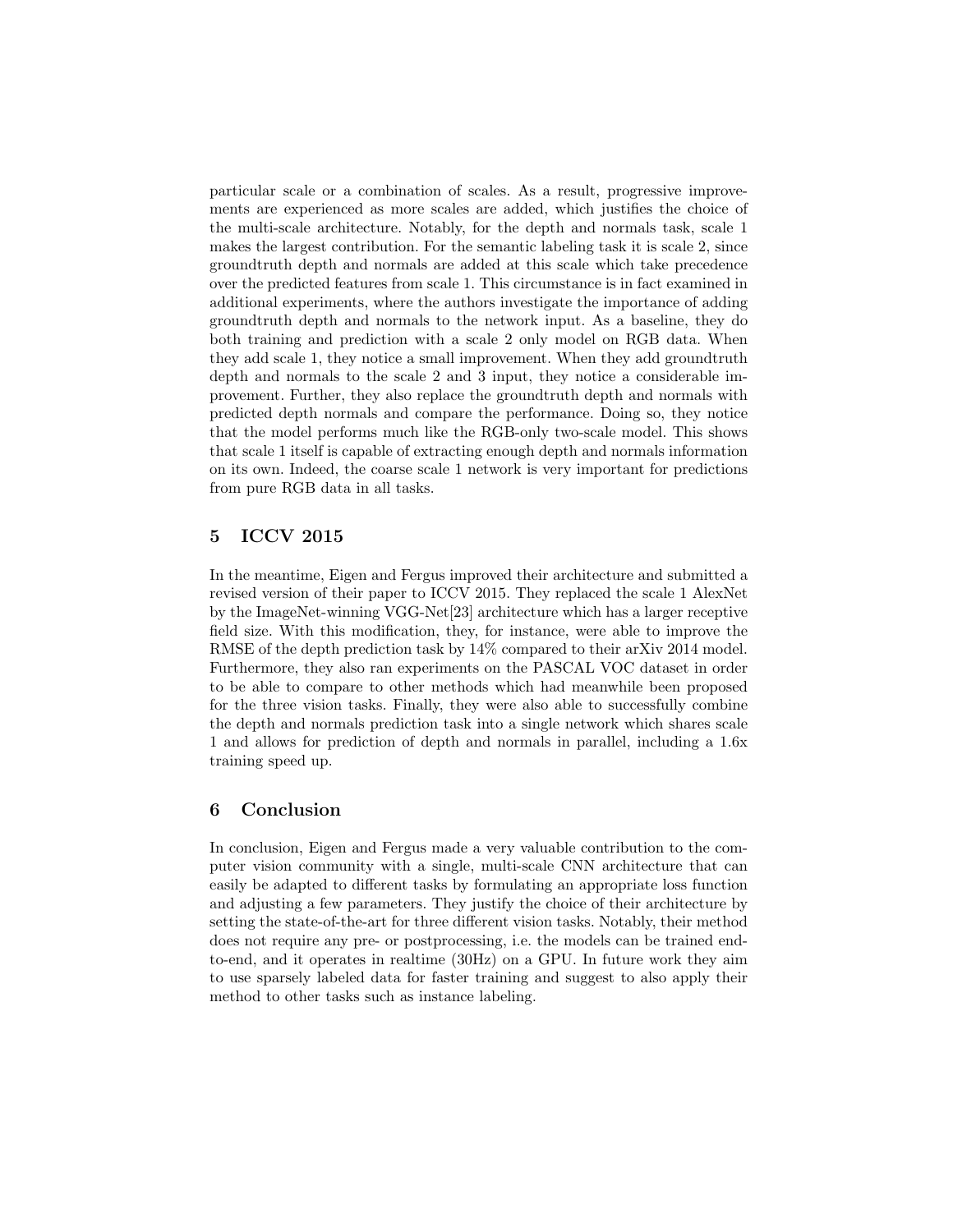particular scale or a combination of scales. As a result, progressive improvements are experienced as more scales are added, which justifies the choice of the multi-scale architecture. Notably, for the depth and normals task, scale 1 makes the largest contribution. For the semantic labeling task it is scale 2, since groundtruth depth and normals are added at this scale which take precedence over the predicted features from scale 1. This circumstance is in fact examined in additional experiments, where the authors investigate the importance of adding groundtruth depth and normals to the network input. As a baseline, they do both training and prediction with a scale 2 only model on RGB data. When they add scale 1, they notice a small improvement. When they add groundtruth depth and normals to the scale 2 and 3 input, they notice a considerable improvement. Further, they also replace the groundtruth depth and normals with predicted depth normals and compare the performance. Doing so, they notice that the model performs much like the RGB-only two-scale model. This shows that scale 1 itself is capable of extracting enough depth and normals information on its own. Indeed, the coarse scale 1 network is very important for predictions from pure RGB data in all tasks.

## 5 ICCV 2015

In the meantime, Eigen and Fergus improved their architecture and submitted a revised version of their paper to ICCV 2015. They replaced the scale 1 AlexNet by the ImageNet-winning VGG-Net[23] architecture which has a larger receptive field size. With this modification, they, for instance, were able to improve the RMSE of the depth prediction task by 14% compared to their arXiv 2014 model. Furthermore, they also ran experiments on the PASCAL VOC dataset in order to be able to compare to other methods which had meanwhile been proposed for the three vision tasks. Finally, they were also able to successfully combine the depth and normals prediction task into a single network which shares scale 1 and allows for prediction of depth and normals in parallel, including a 1.6x training speed up.

## 6 Conclusion

In conclusion, Eigen and Fergus made a very valuable contribution to the computer vision community with a single, multi-scale CNN architecture that can easily be adapted to different tasks by formulating an appropriate loss function and adjusting a few parameters. They justify the choice of their architecture by setting the state-of-the-art for three different vision tasks. Notably, their method does not require any pre- or postprocessing, i.e. the models can be trained end-to-end, and it operates in realtime (30Hz) on a GPU. In future work they aim to use sparsely labeled data for faster training and suggest to also apply their method to other tasks such as instance labeling.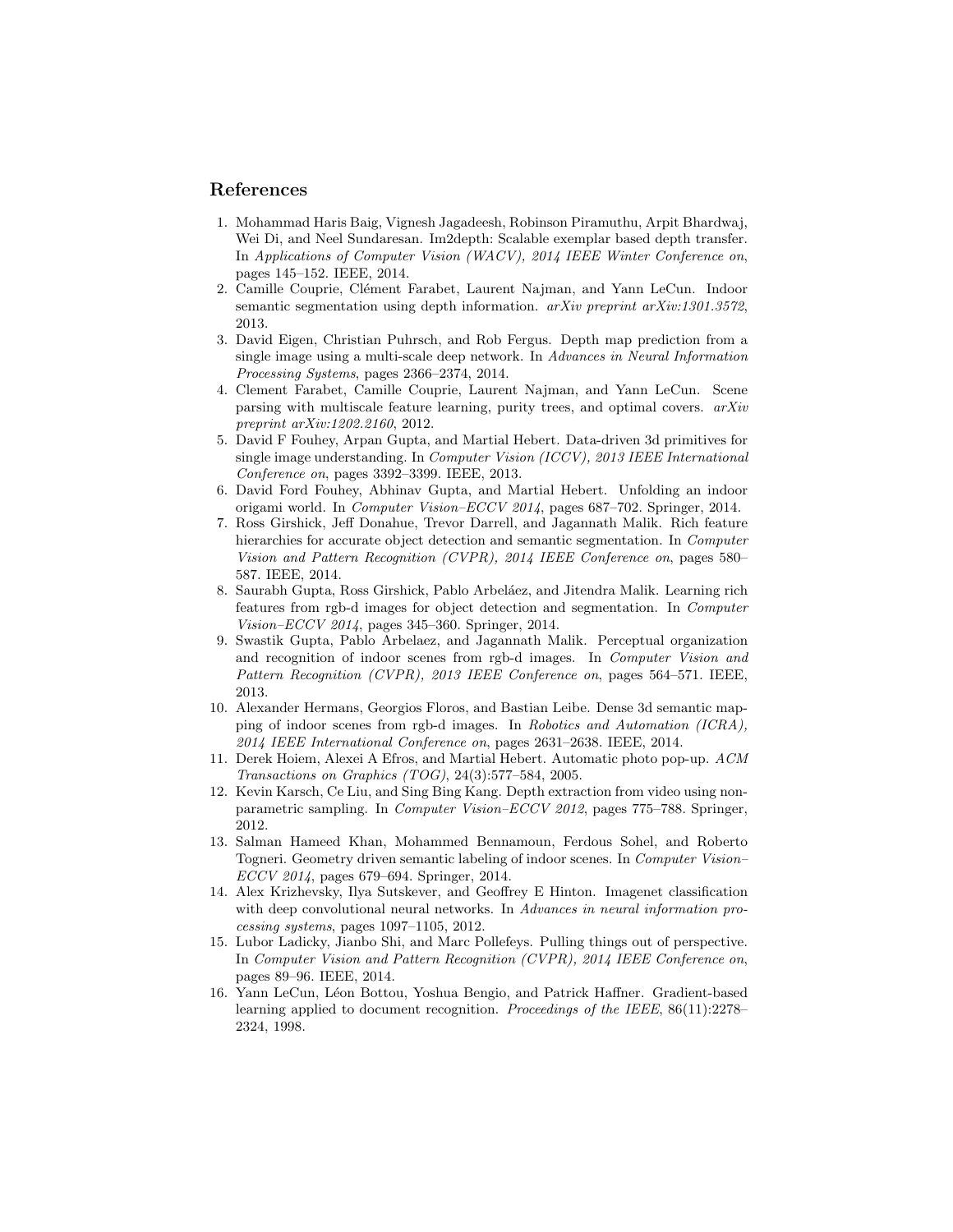## References

1. Mohammad Haris Baig, Vignesh Jagadeesh, Robinson Piramuthu, Arpit Bhardwaj, Wei Di, and Neel Sundaresan. Im2depth: Scalable exemplar based depth transfer. In *Applications of Computer Vision (WACV), 2014 IEEE Winter Conference on*, pages 145–152. IEEE, 2014.
2. Camille Couprie, Clément Farabet, Laurent Najman, and Yann LeCun. Indoor semantic segmentation using depth information. *arXiv preprint arXiv:1301.3572*, 2013.
3. David Eigen, Christian Puhrsch, and Rob Fergus. Depth map prediction from a single image using a multi-scale deep network. In *Advances in Neural Information Processing Systems*, pages 2366–2374, 2014.
4. Clement Farabet, Camille Couprie, Laurent Najman, and Yann LeCun. Scene parsing with multiscale feature learning, purity trees, and optimal covers. *arXiv preprint arXiv:1202.2160*, 2012.
5. David F Fouhey, Arpan Gupta, and Martial Hebert. Data-driven 3d primitives for single image understanding. In *Computer Vision (ICCV), 2013 IEEE International Conference on*, pages 3392–3399. IEEE, 2013.
6. David Ford Fouhey, Abhinav Gupta, and Martial Hebert. Unfolding an indoor origami world. In *Computer Vision–ECCV 2014*, pages 687–702. Springer, 2014.
7. Ross Girshick, Jeff Donahue, Trevor Darrell, and Jagannath Malik. Rich feature hierarchies for accurate object detection and semantic segmentation. In *Computer Vision and Pattern Recognition (CVPR), 2014 IEEE Conference on*, pages 580–587. IEEE, 2014.
8. Saurabh Gupta, Ross Girshick, Pablo Arbeláez, and Jitendra Malik. Learning rich features from rgb-d images for object detection and segmentation. In *Computer Vision–ECCV 2014*, pages 345–360. Springer, 2014.
9. Swastik Gupta, Pablo Arbelaez, and Jagannath Malik. Perceptual organization and recognition of indoor scenes from rgb-d images. In *Computer Vision and Pattern Recognition (CVPR), 2013 IEEE Conference on*, pages 564–571. IEEE, 2013.
10. Alexander Hermans, Georgios Floros, and Bastian Leibe. Dense 3d semantic mapping of indoor scenes from rgb-d images. In *Robotics and Automation (ICRA), 2014 IEEE International Conference on*, pages 2631–2638. IEEE, 2014.
11. Derek Hoiem, Alexei A Efros, and Martial Hebert. Automatic photo pop-up. *ACM Transactions on Graphics (TOG)*, 24(3):577–584, 2005.
12. Kevin Karsch, Ce Liu, and Sing Bing Kang. Depth extraction from video using non-parametric sampling. In *Computer Vision–ECCV 2012*, pages 775–788. Springer, 2012.
13. Salman Hameed Khan, Mohammed Bennamoun, Ferdous Sohel, and Roberto Togneri. Geometry driven semantic labeling of indoor scenes. In *Computer Vision–ECCV 2014*, pages 679–694. Springer, 2014.
14. Alex Krizhevsky, Ilya Sutskever, and Geoffrey E Hinton. Imagenet classification with deep convolutional neural networks. In *Advances in neural information processing systems*, pages 1097–1105, 2012.
15. Lubor Ladicky, Jianbo Shi, and Marc Pollefeys. Pulling things out of perspective. In *Computer Vision and Pattern Recognition (CVPR), 2014 IEEE Conference on*, pages 89–96. IEEE, 2014.
16. Yann LeCun, Léon Bottou, Yoshua Bengio, and Patrick Haffner. Gradient-based learning applied to document recognition. *Proceedings of the IEEE*, 86(11):2278–2324, 1998.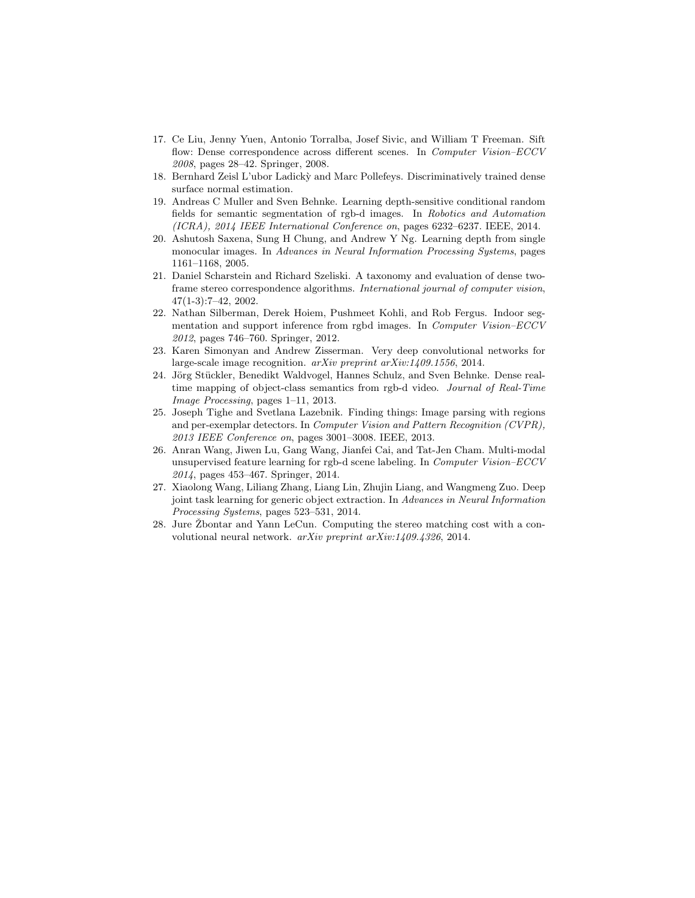17. Ce Liu, Jenny Yuen, Antonio Torralba, Josef Sivic, and William T Freeman. Sift flow: Dense correspondence across different scenes. In *Computer Vision–ECCV 2008*, pages 28–42. Springer, 2008.
18. Bernhard Zeisl L'ubor Ladickỳ and Marc Pollefeys. Discriminatively trained dense surface normal estimation.
19. Andreas C Muller and Sven Behnke. Learning depth-sensitive conditional random fields for semantic segmentation of rgb-d images. In *Robotics and Automation (ICRA), 2014 IEEE International Conference on*, pages 6232–6237. IEEE, 2014.
20. Ashutosh Saxena, Sung H Chung, and Andrew Y Ng. Learning depth from single monocular images. In *Advances in Neural Information Processing Systems*, pages 1161–1168, 2005.
21. Daniel Scharstein and Richard Szeliski. A taxonomy and evaluation of dense two-frame stereo correspondence algorithms. *International journal of computer vision*, 47(1-3):7–42, 2002.
22. Nathan Silberman, Derek Hoiem, Pushmeet Kohli, and Rob Fergus. Indoor segmentation and support inference from rgbd images. In *Computer Vision–ECCV 2012*, pages 746–760. Springer, 2012.
23. Karen Simonyan and Andrew Zisserman. Very deep convolutional networks for large-scale image recognition. *arXiv preprint arXiv:1409.1556*, 2014.
24. Jörg Stückler, Benedikt Waldvogel, Hannes Schulz, and Sven Behnke. Dense real-time mapping of object-class semantics from rgb-d video. *Journal of Real-Time Image Processing*, pages 1–11, 2013.
25. Joseph Tighe and Svetlana Lazebnik. Finding things: Image parsing with regions and per-exemplar detectors. In *Computer Vision and Pattern Recognition (CVPR), 2013 IEEE Conference on*, pages 3001–3008. IEEE, 2013.
26. Anran Wang, Jiwen Lu, Gang Wang, Jianfei Cai, and Tat-Jen Cham. Multi-modal unsupervised feature learning for rgb-d scene labeling. In *Computer Vision–ECCV 2014*, pages 453–467. Springer, 2014.
27. Xiaolong Wang, Liliang Zhang, Liang Lin, Zhujin Liang, and Wangmeng Zuo. Deep joint task learning for generic object extraction. In *Advances in Neural Information Processing Systems*, pages 523–531, 2014.
28. Jure Žbontar and Yann LeCun. Computing the stereo matching cost with a convolutional neural network. *arXiv preprint arXiv:1409.4326*, 2014.